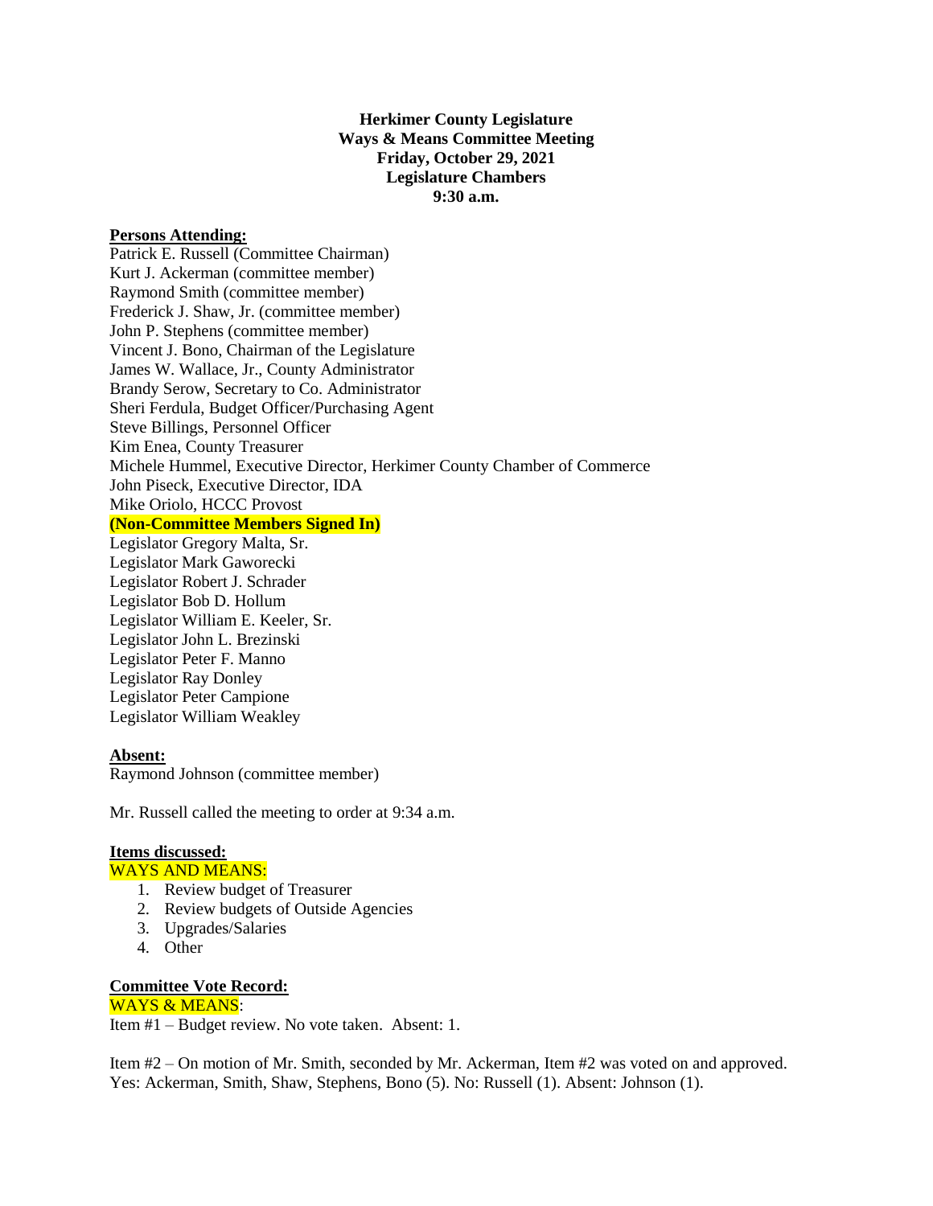**Herkimer County Legislature**
**Ways & Means Committee Meeting**
**Friday, October 29, 2021**
**Legislature Chambers**
**9:30 a.m.**

**Persons Attending:**

Patrick E. Russell (Committee Chairman)
Kurt J. Ackerman (committee member)
Raymond Smith (committee member)
Frederick J. Shaw, Jr. (committee member)
John P. Stephens (committee member)
Vincent J. Bono, Chairman of the Legislature
James W. Wallace, Jr., County Administrator
Brandy Serow, Secretary to Co. Administrator
Sheri Ferdula, Budget Officer/Purchasing Agent
Steve Billings, Personnel Officer
Kim Enea, County Treasurer
Michele Hummel, Executive Director, Herkimer County Chamber of Commerce
John Piseck, Executive Director, IDA
Mike Oriolo, HCCC Provost

**(Non-Committee Members Signed In)**

Legislator Gregory Malta, Sr.
Legislator Mark Gaworecki
Legislator Robert J. Schrader
Legislator Bob D. Hollum
Legislator William E. Keeler, Sr.
Legislator John L. Brezinski
Legislator Peter F. Manno
Legislator Ray Donley
Legislator Peter Campione
Legislator William Weakley

**Absent:**

Raymond Johnson (committee member)

Mr. Russell called the meeting to order at 9:34 a.m.

**Items discussed:**

WAYS AND MEANS:

1. Review budget of Treasurer
2. Review budgets of Outside Agencies
3. Upgrades/Salaries
4. Other

**Committee Vote Record:**

WAYS & MEANS:

Item #1 – Budget review. No vote taken. Absent: 1.

Item #2 – On motion of Mr. Smith, seconded by Mr. Ackerman, Item #2 was voted on and approved. Yes: Ackerman, Smith, Shaw, Stephens, Bono (5). No: Russell (1). Absent: Johnson (1).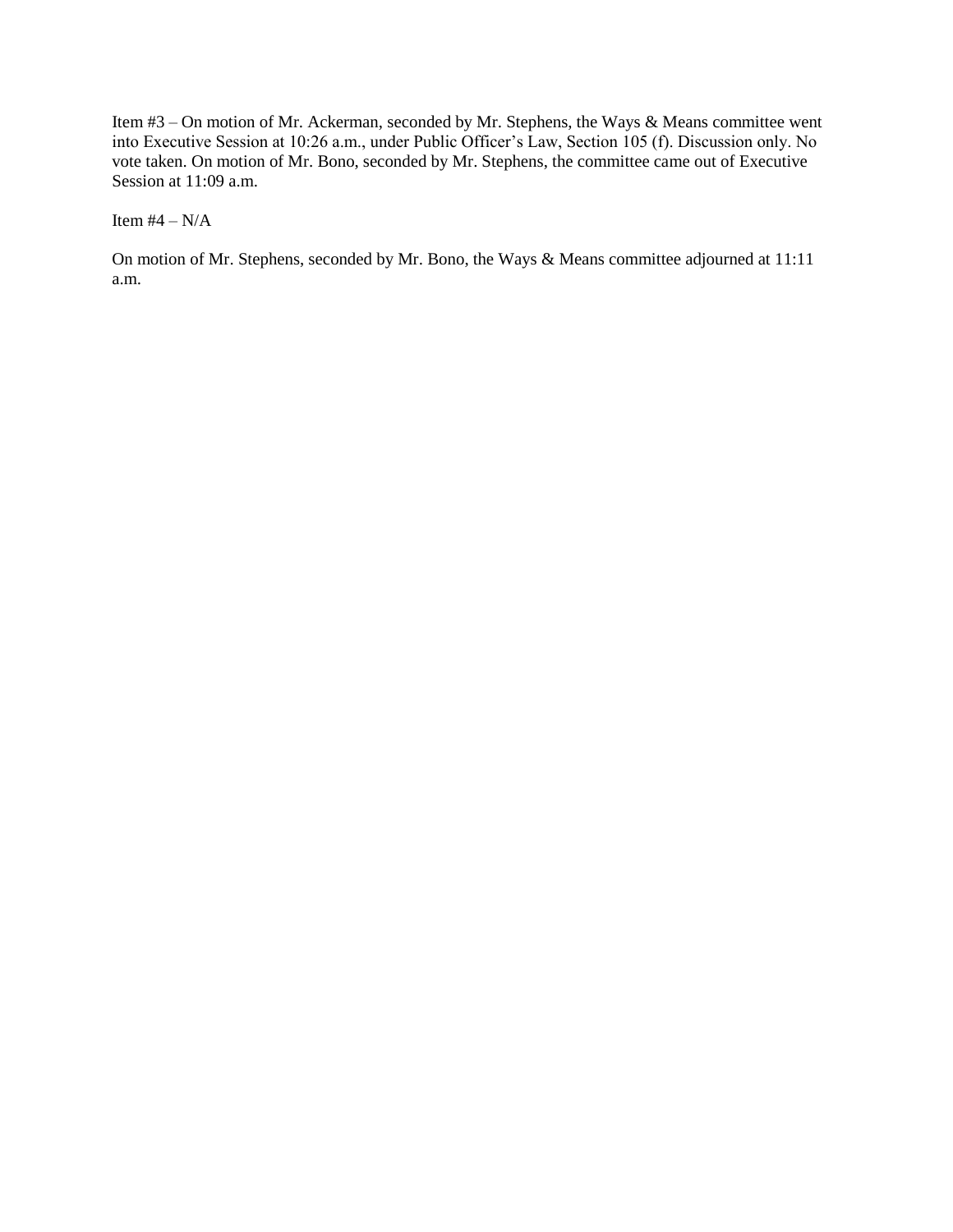Item #3 – On motion of Mr. Ackerman, seconded by Mr. Stephens, the Ways & Means committee went into Executive Session at 10:26 a.m., under Public Officer's Law, Section 105 (f). Discussion only. No vote taken. On motion of Mr. Bono, seconded by Mr. Stephens, the committee came out of Executive Session at 11:09 a.m.

Item #4 – N/A

On motion of Mr. Stephens, seconded by Mr. Bono, the Ways & Means committee adjourned at 11:11 a.m.